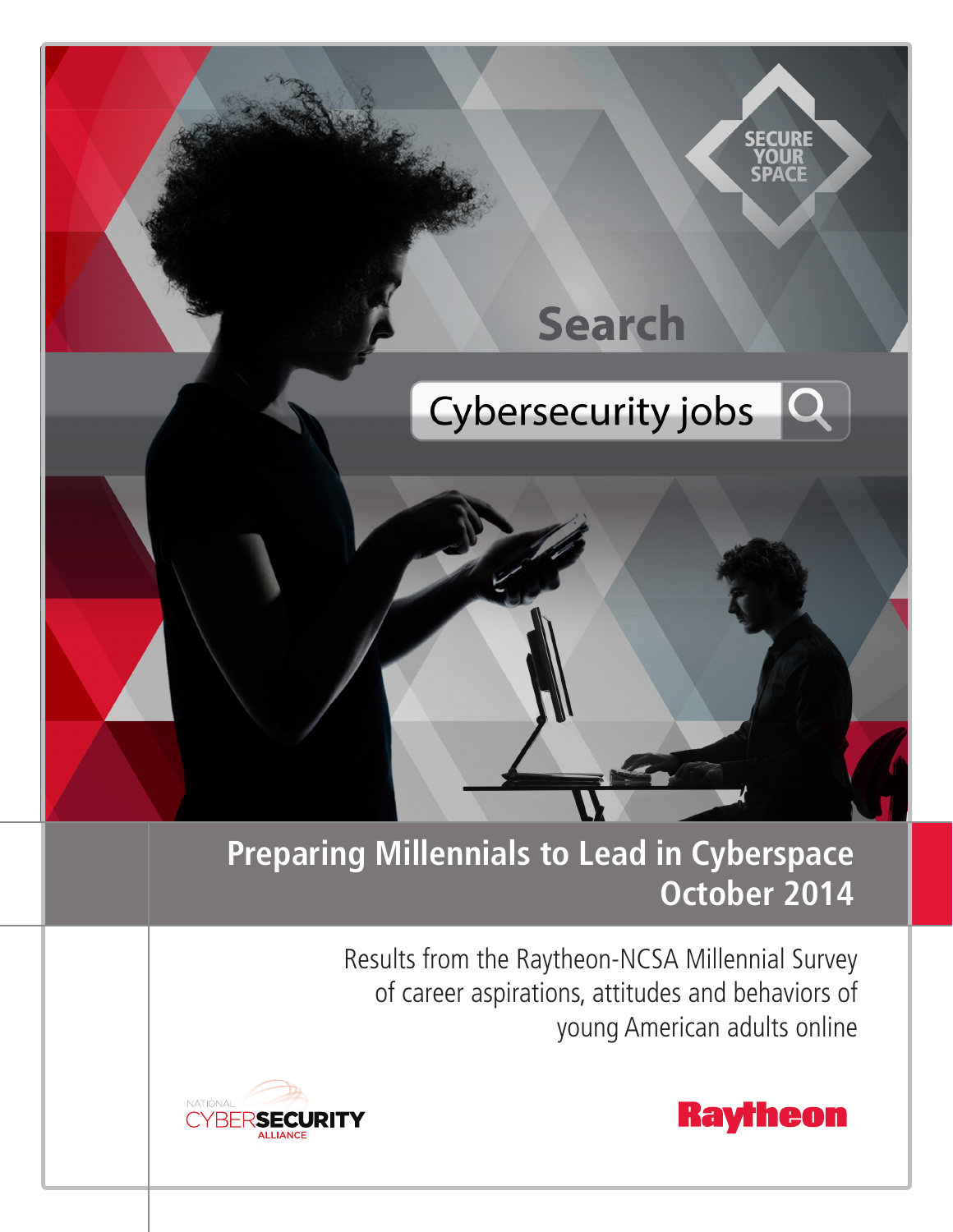SECURE YOUR SPACE

Search

Cybersecurity jobs

# Preparing Millennials to Lead in Cyberspace
## October 2014

Results from the Raytheon-NCSA Millennial Survey of career aspirations, attitudes and behaviors of young American adults online

NATIONAL CYBERSECURITY ALLIANCE

Raytheon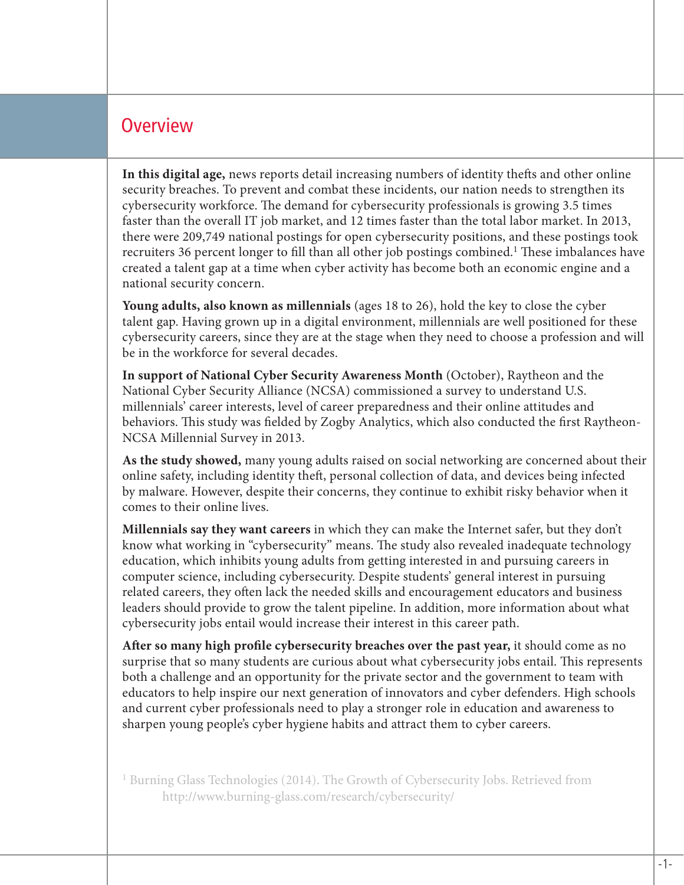## Overview

**In this digital age,** news reports detail increasing numbers of identity thefts and other online security breaches. To prevent and combat these incidents, our nation needs to strengthen its cybersecurity workforce. The demand for cybersecurity professionals is growing 3.5 times faster than the overall IT job market, and 12 times faster than the total labor market. In 2013, there were 209,749 national postings for open cybersecurity positions, and these postings took recruiters 36 percent longer to fill than all other job postings combined.[1] These imbalances have created a talent gap at a time when cyber activity has become both an economic engine and a national security concern.

**Young adults, also known as millennials** (ages 18 to 26), hold the key to close the cyber talent gap. Having grown up in a digital environment, millennials are well positioned for these cybersecurity careers, since they are at the stage when they need to choose a profession and will be in the workforce for several decades.

**In support of National Cyber Security Awareness Month** (October), Raytheon and the National Cyber Security Alliance (NCSA) commissioned a survey to understand U.S. millennials' career interests, level of career preparedness and their online attitudes and behaviors. This study was fielded by Zogby Analytics, which also conducted the first Raytheon-NCSA Millennial Survey in 2013.

**As the study showed,** many young adults raised on social networking are concerned about their online safety, including identity theft, personal collection of data, and devices being infected by malware. However, despite their concerns, they continue to exhibit risky behavior when it comes to their online lives.

**Millennials say they want careers** in which they can make the Internet safer, but they don't know what working in "cybersecurity" means. The study also revealed inadequate technology education, which inhibits young adults from getting interested in and pursuing careers in computer science, including cybersecurity. Despite students' general interest in pursuing related careers, they often lack the needed skills and encouragement educators and business leaders should provide to grow the talent pipeline. In addition, more information about what cybersecurity jobs entail would increase their interest in this career path.

**After so many high profile cybersecurity breaches over the past year,** it should come as no surprise that so many students are curious about what cybersecurity jobs entail. This represents both a challenge and an opportunity for the private sector and the government to team with educators to help inspire our next generation of innovators and cyber defenders. High schools and current cyber professionals need to play a stronger role in education and awareness to sharpen young people's cyber hygiene habits and attract them to cyber careers.

[1] Burning Glass Technologies (2014). The Growth of Cybersecurity Jobs. Retrieved from http://www.burning-glass.com/research/cybersecurity/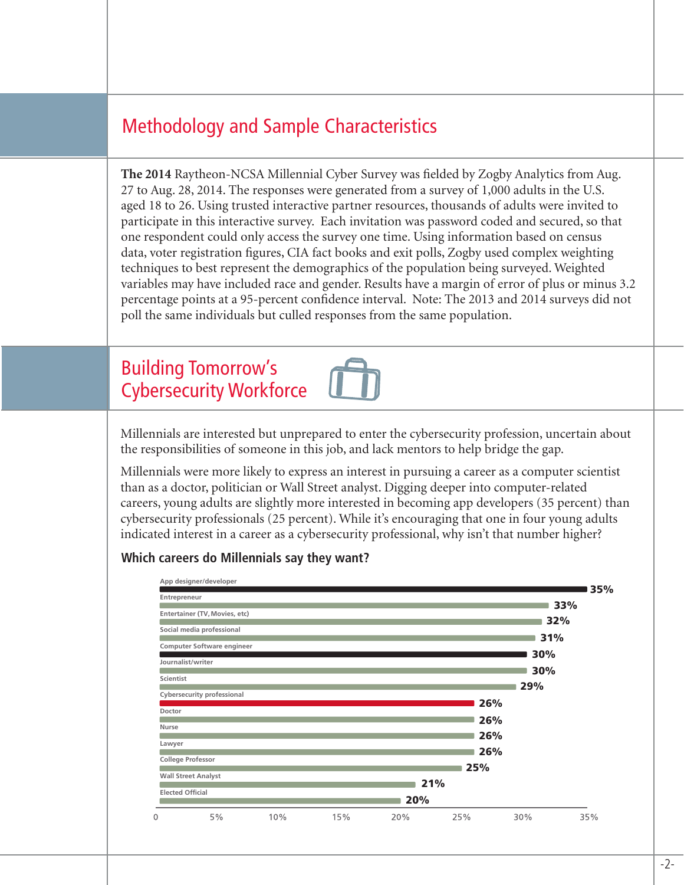## Methodology and Sample Characteristics

**The 2014** Raytheon-NCSA Millennial Cyber Survey was fielded by Zogby Analytics from Aug. 27 to Aug. 28, 2014. The responses were generated from a survey of 1,000 adults in the U.S. aged 18 to 26. Using trusted interactive partner resources, thousands of adults were invited to participate in this interactive survey. Each invitation was password coded and secured, so that one respondent could only access the survey one time. Using information based on census data, voter registration figures, CIA fact books and exit polls, Zogby used complex weighting techniques to best represent the demographics of the population being surveyed. Weighted variables may have included race and gender. Results have a margin of error of plus or minus 3.2 percentage points at a 95-percent confidence interval. Note: The 2013 and 2014 surveys did not poll the same individuals but culled responses from the same population.

## Building Tomorrow's Cybersecurity Workforce

Millennials are interested but unprepared to enter the cybersecurity profession, uncertain about the responsibilities of someone in this job, and lack mentors to help bridge the gap.

Millennials were more likely to express an interest in pursuing a career as a computer scientist than as a doctor, politician or Wall Street analyst. Digging deeper into computer-related careers, young adults are slightly more interested in becoming app developers (35 percent) than cybersecurity professionals (25 percent). While it's encouraging that one in four young adults indicated interest in a career as a cybersecurity professional, why isn't that number higher?

### Which careers do Millennials say they want?

| Career | Percent |
|---|---|
| App designer/developer | 35% |
| Entrepreneur | 33% |
| Entertainer (TV, Movies, etc) | 32% |
| Social media professional | 31% |
| Computer Software engineer | 30% |
| Journalist/writer | 30% |
| Scientist | 29% |
| Cybersecurity professional | 26% |
| Doctor | 26% |
| Nurse | 26% |
| Lawyer | 26% |
| College Professor | 25% |
| Wall Street Analyst | 21% |
| Elected Official | 20% |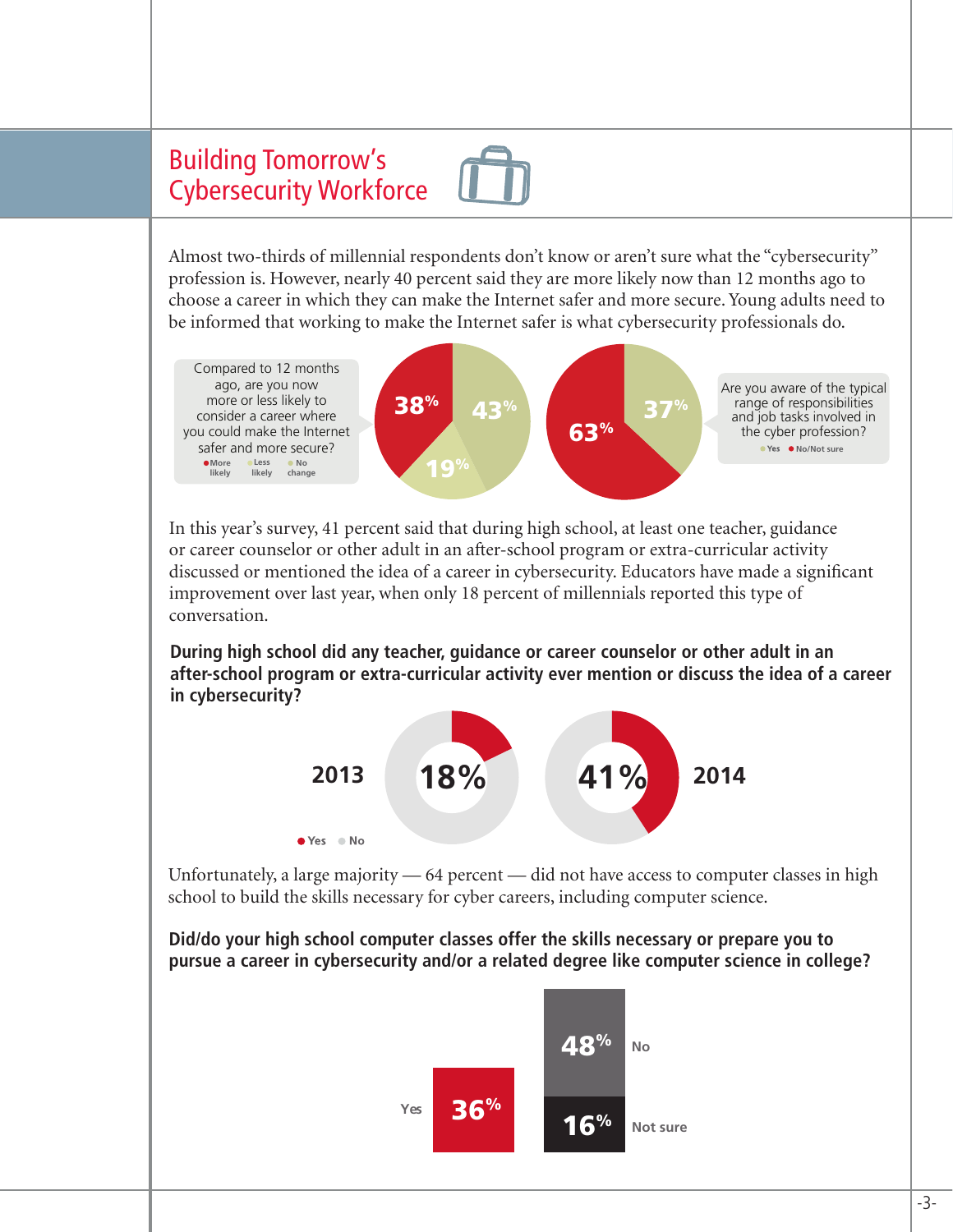## Building Tomorrow's Cybersecurity Workforce

Almost two-thirds of millennial respondents don't know or aren't sure what the "cybersecurity" profession is. However, nearly 40 percent said they are more likely now than 12 months ago to choose a career in which they can make the Internet safer and more secure. Young adults need to be informed that working to make the Internet safer is what cybersecurity professionals do.

Compared to 12 months ago, are you now more or less likely to consider a career where you could make the Internet safer and more secure?

| More likely | Less likely | No change |
|---|---|---|
| 38% | 19% | 43% |

Are you aware of the typical range of responsibilities and job tasks involved in the cyber profession?

| Yes | No/Not sure |
|---|---|
| 37% | 63% |

In this year's survey, 41 percent said that during high school, at least one teacher, guidance or career counselor or other adult in an after-school program or extra-curricular activity discussed or mentioned the idea of a career in cybersecurity. Educators have made a significant improvement over last year, when only 18 percent of millennials reported this type of conversation.

**During high school did any teacher, guidance or career counselor or other adult in an after-school program or extra-curricular activity ever mention or discuss the idea of a career in cybersecurity?**

| Year | Yes |
|---|---|
| 2013 | 18% |
| 2014 | 41% |

Unfortunately, a large majority — 64 percent — did not have access to computer classes in high school to build the skills necessary for cyber careers, including computer science.

**Did/do your high school computer classes offer the skills necessary or prepare you to pursue a career in cybersecurity and/or a related degree like computer science in college?**

| Yes | No | Not sure |
|---|---|---|
| 36% | 48% | 16% |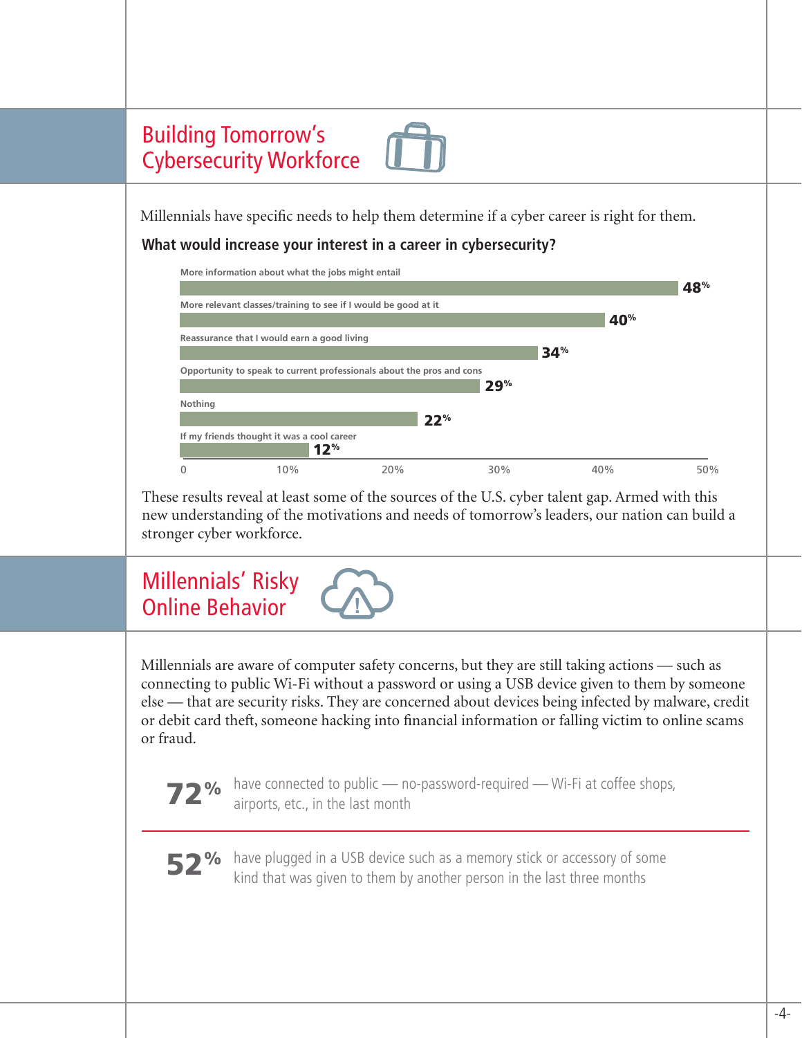## Building Tomorrow's Cybersecurity Workforce

Millennials have specific needs to help them determine if a cyber career is right for them.

**What would increase your interest in a career in cybersecurity?**

| Response | % |
|---|---|
| More information about what the jobs might entail | 48% |
| More relevant classes/training to see if I would be good at it | 40% |
| Reassurance that I would earn a good living | 34% |
| Opportunity to speak to current professionals about the pros and cons | 29% |
| Nothing | 22% |
| If my friends thought it was a cool career | 12% |

These results reveal at least some of the sources of the U.S. cyber talent gap. Armed with this new understanding of the motivations and needs of tomorrow's leaders, our nation can build a stronger cyber workforce.

## Millennials' Risky Online Behavior

Millennials are aware of computer safety concerns, but they are still taking actions — such as connecting to public Wi-Fi without a password or using a USB device given to them by someone else — that are security risks. They are concerned about devices being infected by malware, credit or debit card theft, someone hacking into financial information or falling victim to online scams or fraud.

**72%** have connected to public — no-password-required — Wi-Fi at coffee shops, airports, etc., in the last month

**52%** have plugged in a USB device such as a memory stick or accessory of some kind that was given to them by another person in the last three months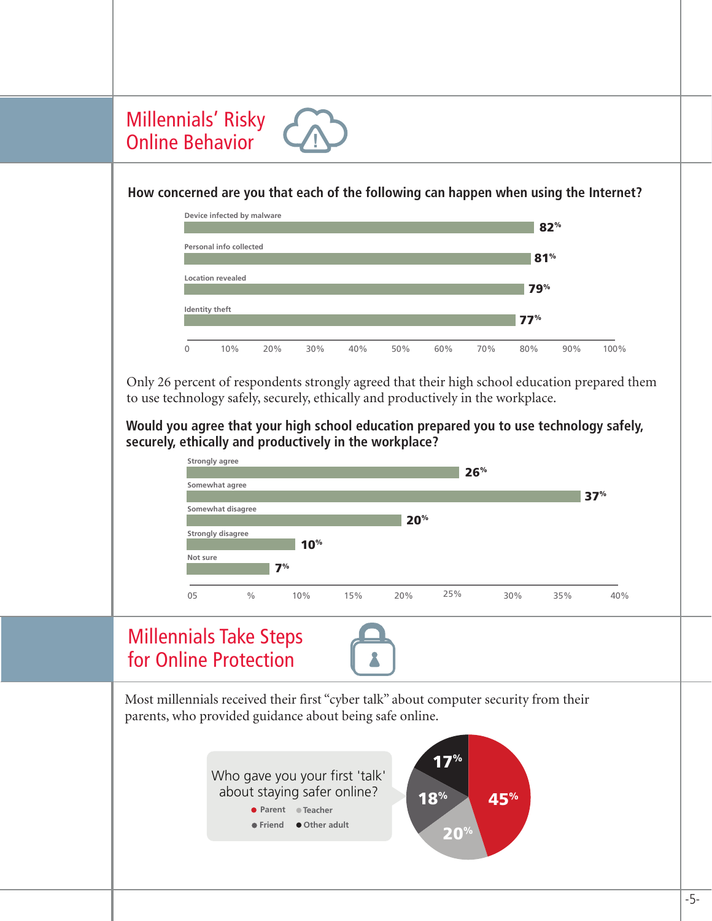## Millennials' Risky Online Behavior

**How concerned are you that each of the following can happen when using the Internet?**

| Concern | Percent |
|---|---|
| Device infected by malware | 82% |
| Personal info collected | 81% |
| Location revealed | 79% |
| Identity theft | 77% |

Only 26 percent of respondents strongly agreed that their high school education prepared them to use technology safely, securely, ethically and productively in the workplace.

**Would you agree that your high school education prepared you to use technology safely, securely, ethically and productively in the workplace?**

| Response | Percent |
|---|---|
| Strongly agree | 26% |
| Somewhat agree | 37% |
| Somewhat disagree | 20% |
| Strongly disagree | 10% |
| Not sure | 7% |

## Millennials Take Steps for Online Protection

Most millennials received their first "cyber talk" about computer security from their parents, who provided guidance about being safe online.

**Who gave you your first 'talk' about staying safer online?**

| Source | Percent |
|---|---|
| Parent | 45% |
| Teacher | 20% |
| Friend | 18% |
| Other adult | 17% |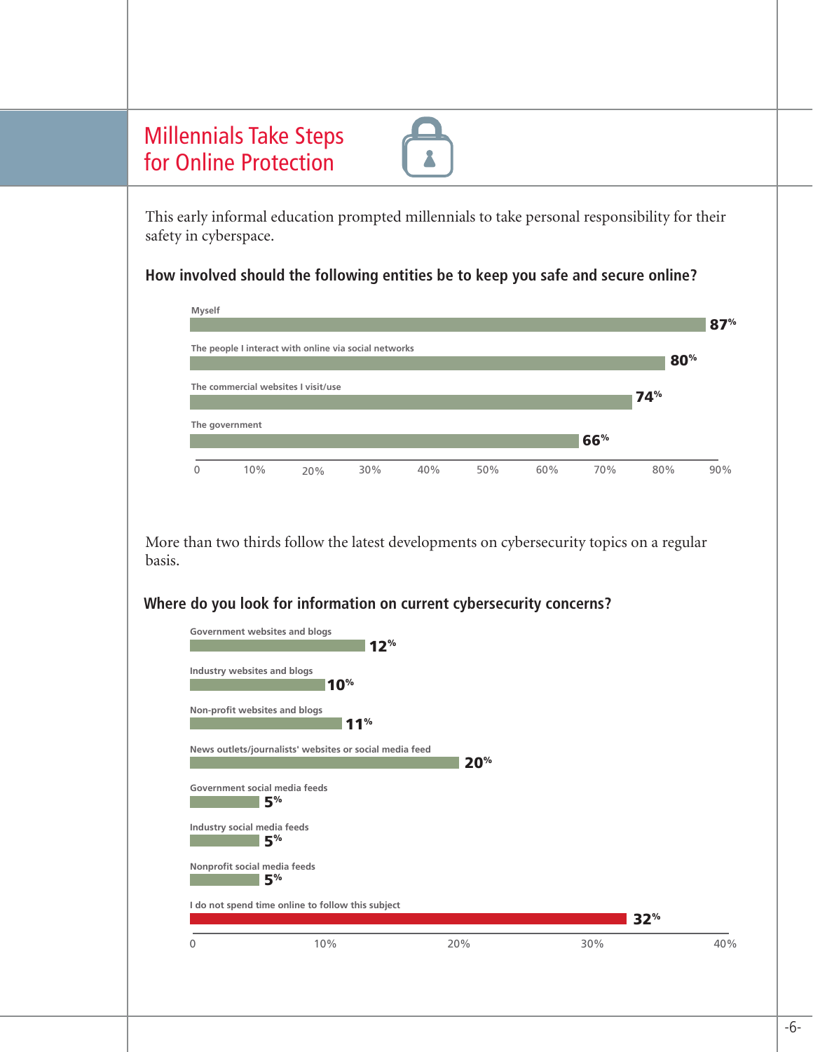# Millennials Take Steps for Online Protection

This early informal education prompted millennials to take personal responsibility for their safety in cyberspace.

**How involved should the following entities be to keep you safe and secure online?**

| Entity | Percentage |
|---|---|
| Myself | 87% |
| The people I interact with online via social networks | 80% |
| The commercial websites I visit/use | 74% |
| The government | 66% |

More than two thirds follow the latest developments on cybersecurity topics on a regular basis.

**Where do you look for information on current cybersecurity concerns?**

| Source | Percentage |
|---|---|
| Government websites and blogs | 12% |
| Industry websites and blogs | 10% |
| Non-profit websites and blogs | 11% |
| News outlets/journalists' websites or social media feed | 20% |
| Government social media feeds | 5% |
| Industry social media feeds | 5% |
| Nonprofit social media feeds | 5% |
| I do not spend time online to follow this subject | 32% |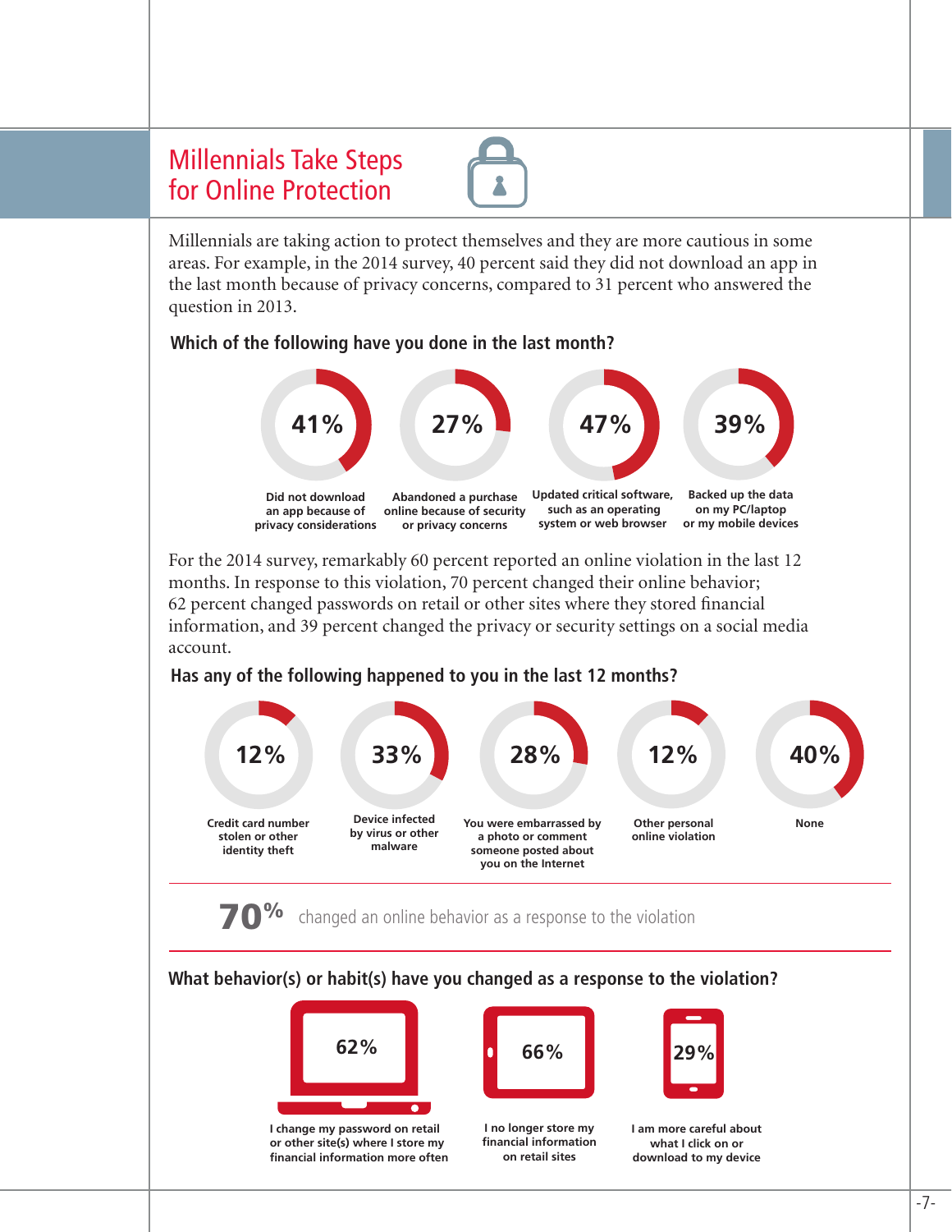## Millennials Take Steps for Online Protection

Millennials are taking action to protect themselves and they are more cautious in some areas. For example, in the 2014 survey, 40 percent said they did not download an app in the last month because of privacy concerns, compared to 31 percent who answered the question in 2013.

### Which of the following have you done in the last month?

| 41% | 27% | 47% | 39% |
|---|---|---|---|
| Did not download an app because of privacy considerations | Abandoned a purchase online because of security or privacy concerns | Updated critical software, such as an operating system or web browser | Backed up the data on my PC/laptop or my mobile devices |

For the 2014 survey, remarkably 60 percent reported an online violation in the last 12 months. In response to this violation, 70 percent changed their online behavior; 62 percent changed passwords on retail or other sites where they stored financial information, and 39 percent changed the privacy or security settings on a social media account.

### Has any of the following happened to you in the last 12 months?

| 12% | 33% | 28% | 12% | 40% |
|---|---|---|---|---|
| Credit card number stolen or other identity theft | Device infected by virus or other malware | You were embarrassed by a photo or comment someone posted about you on the Internet | Other personal online violation | None |

**70%** changed an online behavior as a response to the violation

### What behavior(s) or habit(s) have you changed as a response to the violation?

| 62% | 66% | 29% |
|---|---|---|
| I change my password on retail or other site(s) where I store my financial information more often | I no longer store my financial information on retail sites | I am more careful about what I click on or download to my device |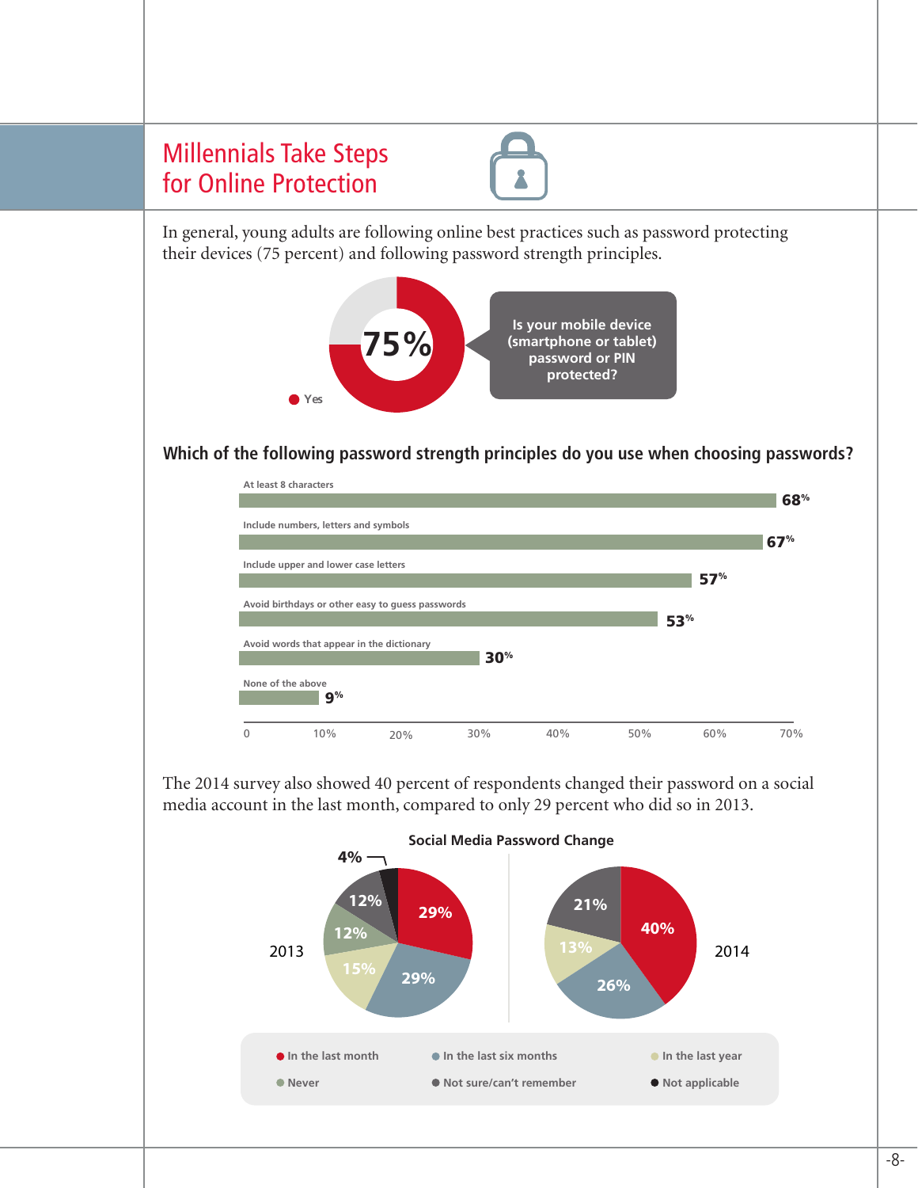# Millennials Take Steps for Online Protection

In general, young adults are following online best practices such as password protecting their devices (75 percent) and following password strength principles.

75%

Yes

Is your mobile device (smartphone or tablet) password or PIN protected?

### Which of the following password strength principles do you use when choosing passwords?

| Principle | % |
|---|---|
| At least 8 characters | 68% |
| Include numbers, letters and symbols | 67% |
| Include upper and lower case letters | 57% |
| Avoid birthdays or other easy to guess passwords | 53% |
| Avoid words that appear in the dictionary | 30% |
| None of the above | 9% |

The 2014 survey also showed 40 percent of respondents changed their password on a social media account in the last month, compared to only 29 percent who did so in 2013.

**Social Media Password Change**

| | 2013 | 2014 |
|---|---|---|
| In the last month | 29% | 40% |
| In the last six months | 29% | 26% |
| In the last year | 15% | 13% |
| Never | 12% | |
| Not sure/can't remember | 12% | 21% |
| Not applicable | 4% | |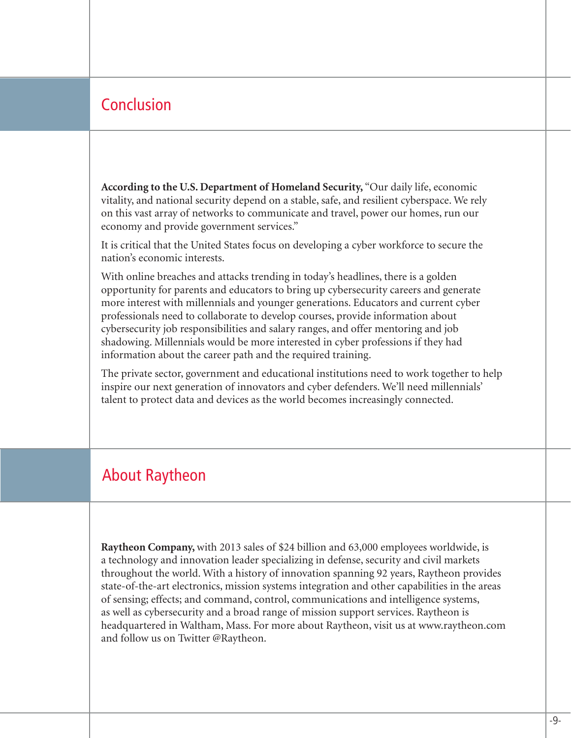## Conclusion

**According to the U.S. Department of Homeland Security,** "Our daily life, economic vitality, and national security depend on a stable, safe, and resilient cyberspace. We rely on this vast array of networks to communicate and travel, power our homes, run our economy and provide government services."

It is critical that the United States focus on developing a cyber workforce to secure the nation's economic interests.

With online breaches and attacks trending in today's headlines, there is a golden opportunity for parents and educators to bring up cybersecurity careers and generate more interest with millennials and younger generations. Educators and current cyber professionals need to collaborate to develop courses, provide information about cybersecurity job responsibilities and salary ranges, and offer mentoring and job shadowing. Millennials would be more interested in cyber professions if they had information about the career path and the required training.

The private sector, government and educational institutions need to work together to help inspire our next generation of innovators and cyber defenders. We'll need millennials' talent to protect data and devices as the world becomes increasingly connected.

## About Raytheon

**Raytheon Company,** with 2013 sales of $24 billion and 63,000 employees worldwide, is a technology and innovation leader specializing in defense, security and civil markets throughout the world. With a history of innovation spanning 92 years, Raytheon provides state-of-the-art electronics, mission systems integration and other capabilities in the areas of sensing; effects; and command, control, communications and intelligence systems, as well as cybersecurity and a broad range of mission support services. Raytheon is headquartered in Waltham, Mass. For more about Raytheon, visit us at www.raytheon.com and follow us on Twitter @Raytheon.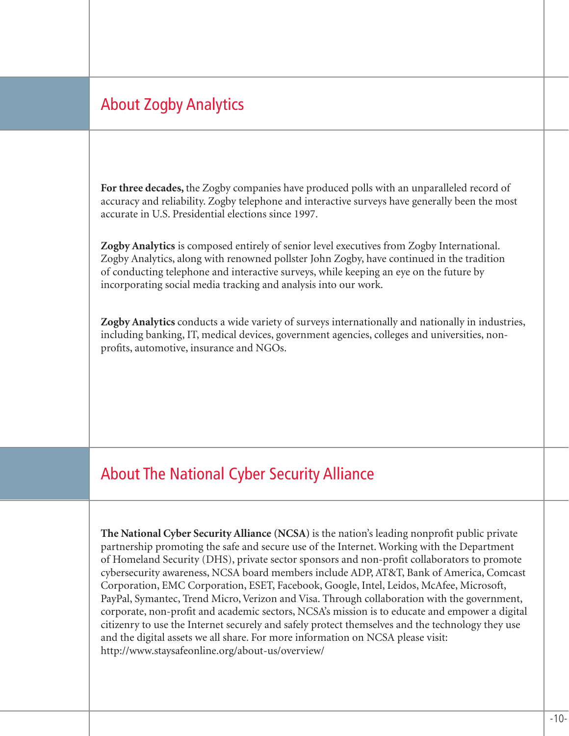## About Zogby Analytics

**For three decades,** the Zogby companies have produced polls with an unparalleled record of accuracy and reliability. Zogby telephone and interactive surveys have generally been the most accurate in U.S. Presidential elections since 1997.

**Zogby Analytics** is composed entirely of senior level executives from Zogby International. Zogby Analytics, along with renowned pollster John Zogby, have continued in the tradition of conducting telephone and interactive surveys, while keeping an eye on the future by incorporating social media tracking and analysis into our work.

**Zogby Analytics** conducts a wide variety of surveys internationally and nationally in industries, including banking, IT, medical devices, government agencies, colleges and universities, non-profits, automotive, insurance and NGOs.

## About The National Cyber Security Alliance

**The National Cyber Security Alliance (NCSA)** is the nation's leading nonprofit public private partnership promoting the safe and secure use of the Internet. Working with the Department of Homeland Security (DHS), private sector sponsors and non-profit collaborators to promote cybersecurity awareness, NCSA board members include ADP, AT&T, Bank of America, Comcast Corporation, EMC Corporation, ESET, Facebook, Google, Intel, Leidos, McAfee, Microsoft, PayPal, Symantec, Trend Micro, Verizon and Visa. Through collaboration with the government, corporate, non-profit and academic sectors, NCSA's mission is to educate and empower a digital citizenry to use the Internet securely and safely protect themselves and the technology they use and the digital assets we all share. For more information on NCSA please visit: http://www.staysafeonline.org/about-us/overview/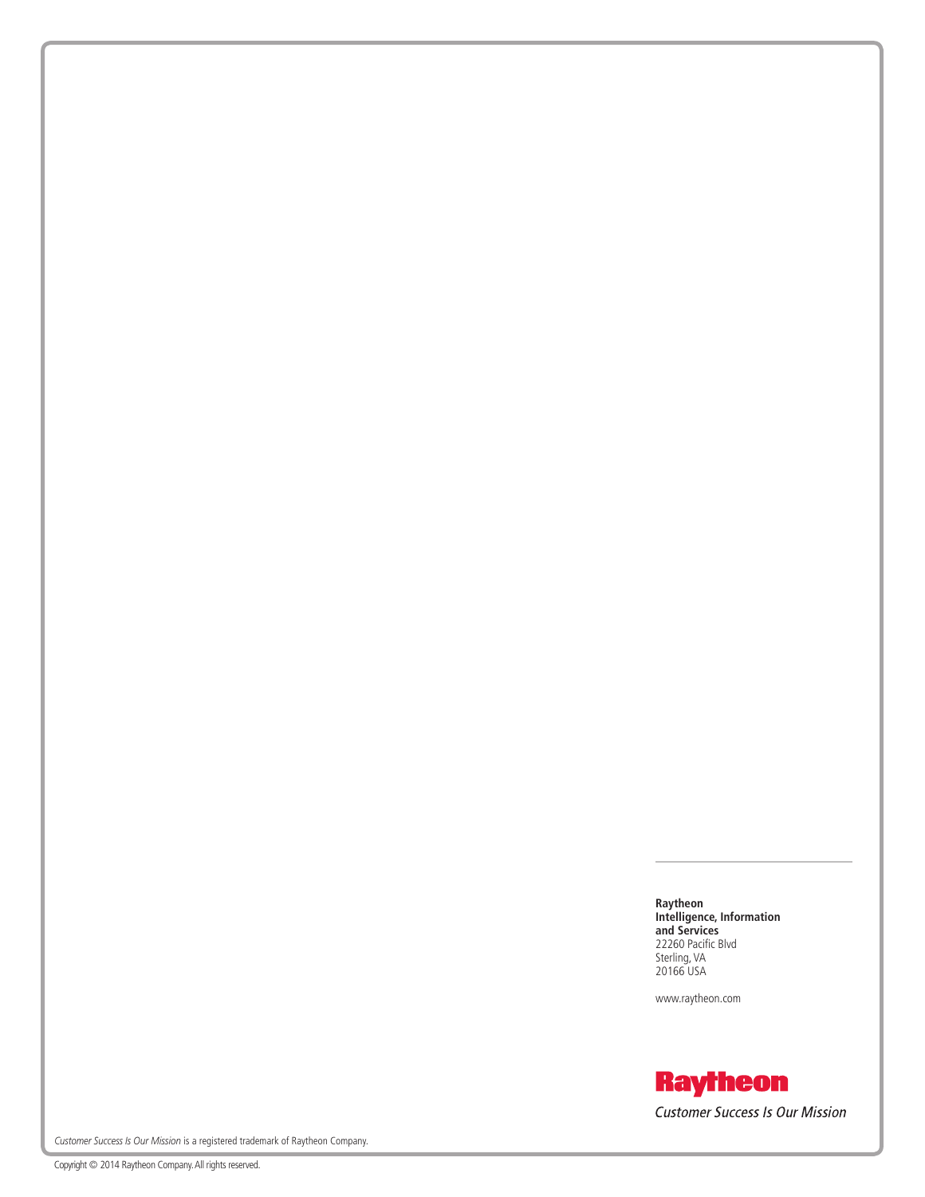**Raytheon**
**Intelligence, Information and Services**
22260 Pacific Blvd
Sterling, VA
20166 USA

www.raytheon.com

Raytheon

*Customer Success Is Our Mission*

*Customer Success Is Our Mission* is a registered trademark of Raytheon Company.

Copyright © 2014 Raytheon Company. All rights reserved.